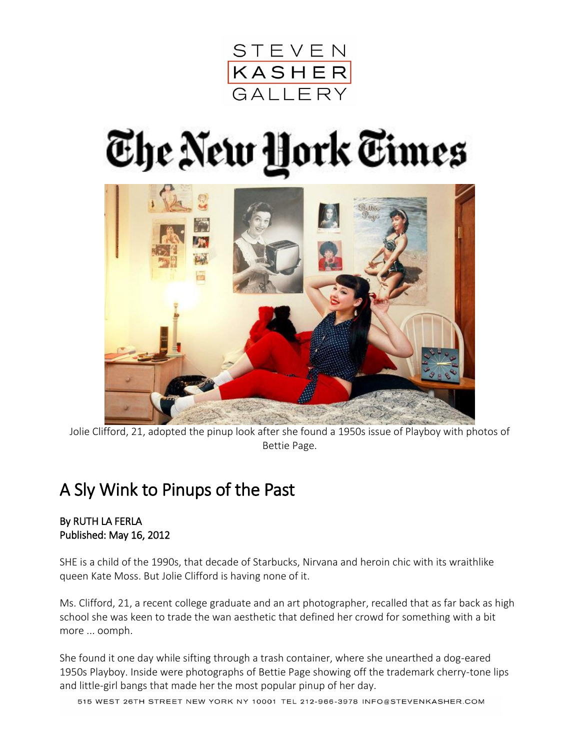STEVEN
KASHER
GALLERY

The New York Times

Jolie Clifford, 21, adopted the pinup look after she found a 1950s issue of Playboy with photos of Bettie Page.

# A Sly Wink to Pinups of the Past

**By RUTH LA FERLA**
**Published: May 16, 2012**

SHE is a child of the 1990s, that decade of Starbucks, Nirvana and heroin chic with its wraithlike queen Kate Moss. But Jolie Clifford is having none of it.

Ms. Clifford, 21, a recent college graduate and an art photographer, recalled that as far back as high school she was keen to trade the wan aesthetic that defined her crowd for something with a bit more ... oomph.

She found it one day while sifting through a trash container, where she unearthed a dog-eared 1950s Playboy. Inside were photographs of Bettie Page showing off the trademark cherry-tone lips and little-girl bangs that made her the most popular pinup of her day.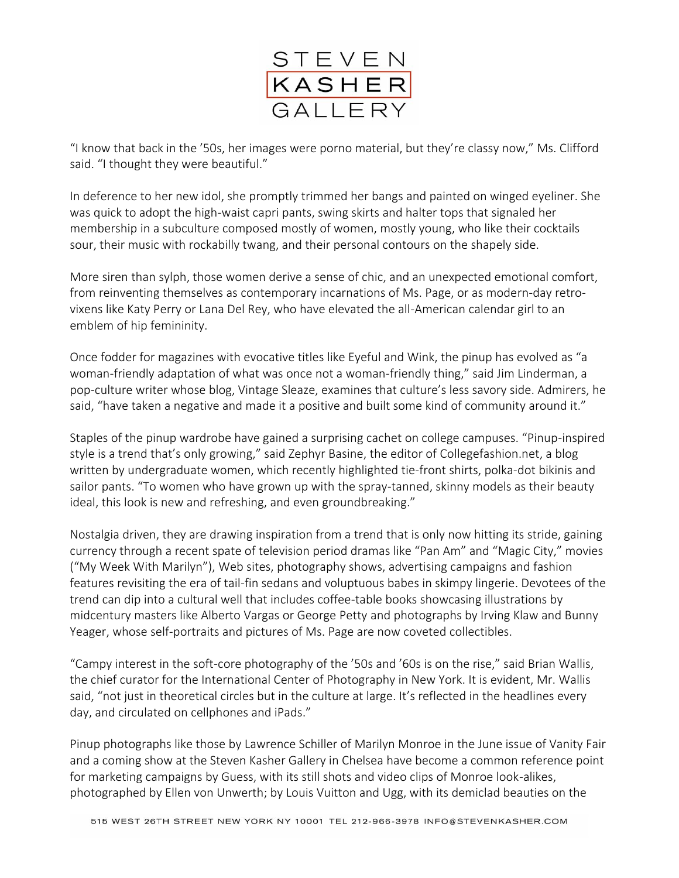“I know that back in the ’50s, her images were porno material, but they’re classy now,” Ms. Clifford said. “I thought they were beautiful.”

In deference to her new idol, she promptly trimmed her bangs and painted on winged eyeliner. She was quick to adopt the high-waist capri pants, swing skirts and halter tops that signaled her membership in a subculture composed mostly of women, mostly young, who like their cocktails sour, their music with rockabilly twang, and their personal contours on the shapely side.

More siren than sylph, those women derive a sense of chic, and an unexpected emotional comfort, from reinventing themselves as contemporary incarnations of Ms. Page, or as modern-day retro-vixens like Katy Perry or Lana Del Rey, who have elevated the all-American calendar girl to an emblem of hip femininity.

Once fodder for magazines with evocative titles like Eyeful and Wink, the pinup has evolved as “a woman-friendly adaptation of what was once not a woman-friendly thing,” said Jim Linderman, a pop-culture writer whose blog, Vintage Sleaze, examines that culture’s less savory side. Admirers, he said, “have taken a negative and made it a positive and built some kind of community around it.”

Staples of the pinup wardrobe have gained a surprising cachet on college campuses. “Pinup-inspired style is a trend that’s only growing,” said Zephyr Basine, the editor of Collegefashion.net, a blog written by undergraduate women, which recently highlighted tie-front shirts, polka-dot bikinis and sailor pants. “To women who have grown up with the spray-tanned, skinny models as their beauty ideal, this look is new and refreshing, and even groundbreaking.”

Nostalgia driven, they are drawing inspiration from a trend that is only now hitting its stride, gaining currency through a recent spate of television period dramas like “Pan Am” and “Magic City,” movies (“My Week With Marilyn”), Web sites, photography shows, advertising campaigns and fashion features revisiting the era of tail-fin sedans and voluptuous babes in skimpy lingerie. Devotees of the trend can dip into a cultural well that includes coffee-table books showcasing illustrations by midcentury masters like Alberto Vargas or George Petty and photographs by Irving Klaw and Bunny Yeager, whose self-portraits and pictures of Ms. Page are now coveted collectibles.

“Campy interest in the soft-core photography of the ’50s and ’60s is on the rise,” said Brian Wallis, the chief curator for the International Center of Photography in New York. It is evident, Mr. Wallis said, “not just in theoretical circles but in the culture at large. It’s reflected in the headlines every day, and circulated on cellphones and iPads.”

Pinup photographs like those by Lawrence Schiller of Marilyn Monroe in the June issue of Vanity Fair and a coming show at the Steven Kasher Gallery in Chelsea have become a common reference point for marketing campaigns by Guess, with its still shots and video clips of Monroe look-alikes, photographed by Ellen von Unwerth; by Louis Vuitton and Ugg, with its demiclad beauties on the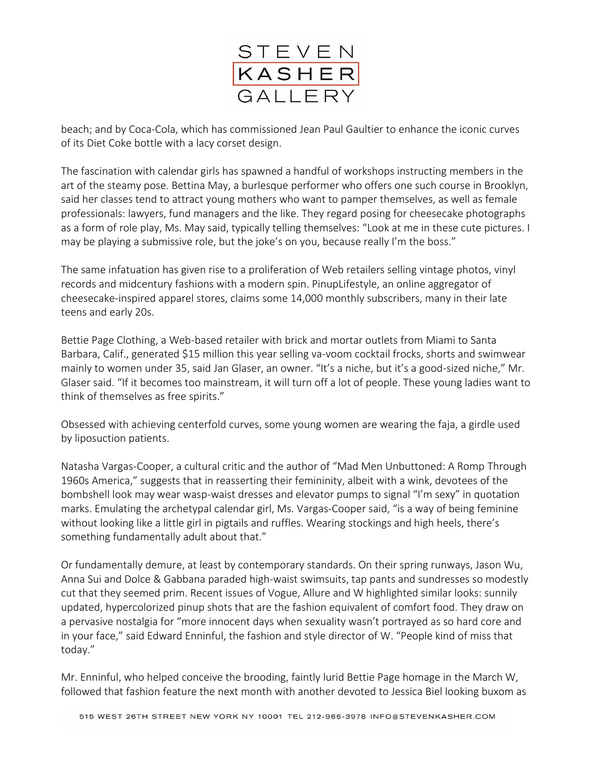beach; and by Coca-Cola, which has commissioned Jean Paul Gaultier to enhance the iconic curves of its Diet Coke bottle with a lacy corset design.

The fascination with calendar girls has spawned a handful of workshops instructing members in the art of the steamy pose. Bettina May, a burlesque performer who offers one such course in Brooklyn, said her classes tend to attract young mothers who want to pamper themselves, as well as female professionals: lawyers, fund managers and the like. They regard posing for cheesecake photographs as a form of role play, Ms. May said, typically telling themselves: "Look at me in these cute pictures. I may be playing a submissive role, but the joke's on you, because really I'm the boss."

The same infatuation has given rise to a proliferation of Web retailers selling vintage photos, vinyl records and midcentury fashions with a modern spin. PinupLifestyle, an online aggregator of cheesecake-inspired apparel stores, claims some 14,000 monthly subscribers, many in their late teens and early 20s.

Bettie Page Clothing, a Web-based retailer with brick and mortar outlets from Miami to Santa Barbara, Calif., generated $15 million this year selling va-voom cocktail frocks, shorts and swimwear mainly to women under 35, said Jan Glaser, an owner. "It's a niche, but it's a good-sized niche," Mr. Glaser said. "If it becomes too mainstream, it will turn off a lot of people. These young ladies want to think of themselves as free spirits."

Obsessed with achieving centerfold curves, some young women are wearing the faja, a girdle used by liposuction patients.

Natasha Vargas-Cooper, a cultural critic and the author of "Mad Men Unbuttoned: A Romp Through 1960s America," suggests that in reasserting their femininity, albeit with a wink, devotees of the bombshell look may wear wasp-waist dresses and elevator pumps to signal "I'm sexy" in quotation marks. Emulating the archetypal calendar girl, Ms. Vargas-Cooper said, "is a way of being feminine without looking like a little girl in pigtails and ruffles. Wearing stockings and high heels, there's something fundamentally adult about that."

Or fundamentally demure, at least by contemporary standards. On their spring runways, Jason Wu, Anna Sui and Dolce & Gabbana paraded high-waist swimsuits, tap pants and sundresses so modestly cut that they seemed prim. Recent issues of Vogue, Allure and W highlighted similar looks: sunnily updated, hypercolorized pinup shots that are the fashion equivalent of comfort food. They draw on a pervasive nostalgia for "more innocent days when sexuality wasn't portrayed as so hard core and in your face," said Edward Enninful, the fashion and style director of W. "People kind of miss that today."

Mr. Enninful, who helped conceive the brooding, faintly lurid Bettie Page homage in the March W, followed that fashion feature the next month with another devoted to Jessica Biel looking buxom as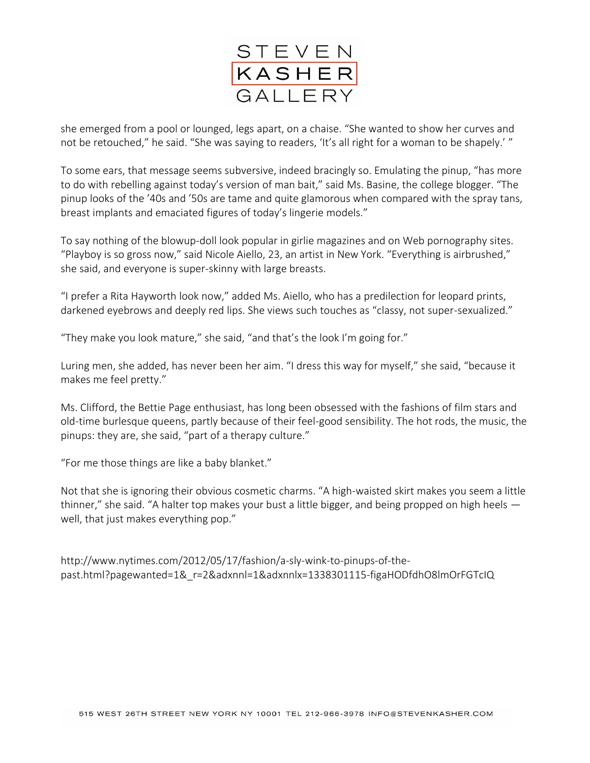she emerged from a pool or lounged, legs apart, on a chaise. "She wanted to show her curves and not be retouched," he said. "She was saying to readers, 'It's all right for a woman to be shapely.' "

To some ears, that message seems subversive, indeed bracingly so. Emulating the pinup, "has more to do with rebelling against today's version of man bait," said Ms. Basine, the college blogger. "The pinup looks of the '40s and '50s are tame and quite glamorous when compared with the spray tans, breast implants and emaciated figures of today's lingerie models."

To say nothing of the blowup-doll look popular in girlie magazines and on Web pornography sites. "Playboy is so gross now," said Nicole Aiello, 23, an artist in New York. "Everything is airbrushed," she said, and everyone is super-skinny with large breasts.

"I prefer a Rita Hayworth look now," added Ms. Aiello, who has a predilection for leopard prints, darkened eyebrows and deeply red lips. She views such touches as "classy, not super-sexualized."

"They make you look mature," she said, "and that's the look I'm going for."

Luring men, she added, has never been her aim. "I dress this way for myself," she said, "because it makes me feel pretty."

Ms. Clifford, the Bettie Page enthusiast, has long been obsessed with the fashions of film stars and old-time burlesque queens, partly because of their feel-good sensibility. The hot rods, the music, the pinups: they are, she said, "part of a therapy culture."

"For me those things are like a baby blanket."

Not that she is ignoring their obvious cosmetic charms. "A high-waisted skirt makes you seem a little thinner," she said. "A halter top makes your bust a little bigger, and being propped on high heels — well, that just makes everything pop."

http://www.nytimes.com/2012/05/17/fashion/a-sly-wink-to-pinups-of-the-past.html?pagewanted=1&_r=2&adxnnl=1&adxnnlx=1338301115-figaHODfdhO8lmOrFGTcIQ